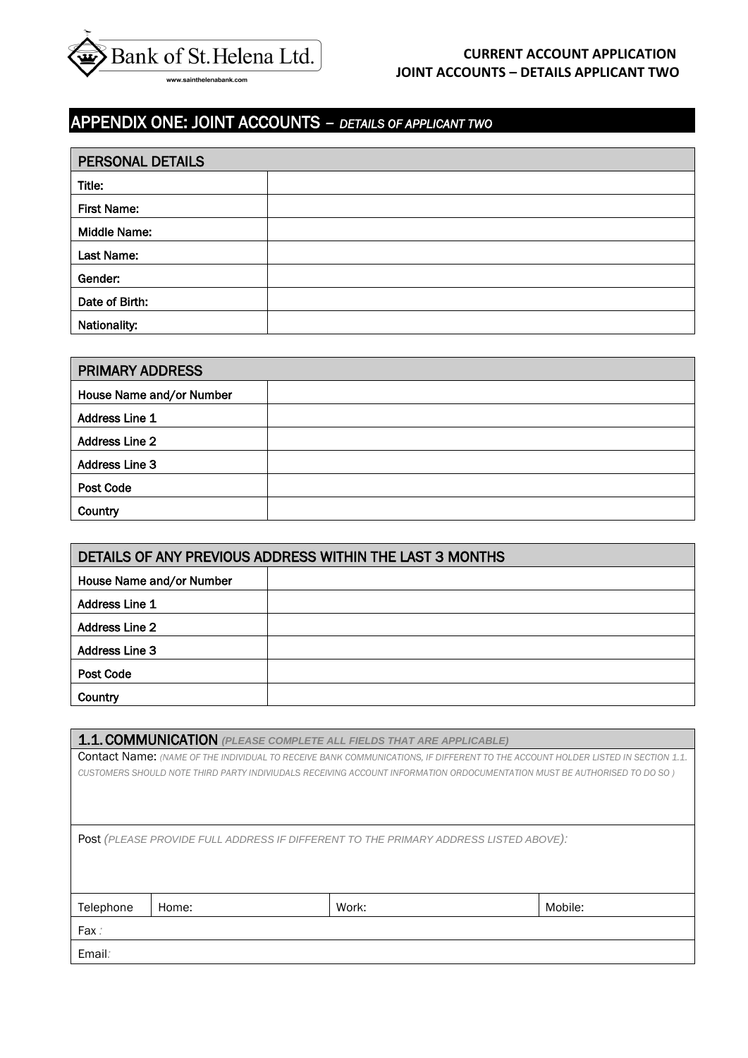Bank of St. Helena Ltd.

www.sainthelenabank.com

**CURRENT ACCOUNT APPLICATION**
**JOINT ACCOUNTS – DETAILS APPLICANT TWO**

# APPENDIX ONE: JOINT ACCOUNTS – *DETAILS OF APPLICANT TWO*

| PERSONAL DETAILS | |
|---|---|
| Title: | |
| First Name: | |
| Middle Name: | |
| Last Name: | |
| Gender: | |
| Date of Birth: | |
| Nationality: | |

| PRIMARY ADDRESS | |
|---|---|
| House Name and/or Number | |
| Address Line 1 | |
| Address Line 2 | |
| Address Line 3 | |
| Post Code | |
| Country | |

| DETAILS OF ANY PREVIOUS ADDRESS WITHIN THE LAST 3 MONTHS | |
|---|---|
| House Name and/or Number | |
| Address Line 1 | |
| Address Line 2 | |
| Address Line 3 | |
| Post Code | |
| Country | |

| **1.1. COMMUNICATION** *(PLEASE COMPLETE ALL FIELDS THAT ARE APPLICABLE)* | | | |
|---|---|---|---|
| Contact Name: *(NAME OF THE INDIVIDUAL TO RECEIVE BANK COMMUNICATIONS, IF DIFFERENT TO THE ACCOUNT HOLDER LISTED IN SECTION 1.1. CUSTOMERS SHOULD NOTE THIRD PARTY INDIVIUDALS RECEIVING ACCOUNT INFORMATION ORDOCUMENTATION MUST BE AUTHORISED TO DO SO )* | | | |
| Post *(PLEASE PROVIDE FULL ADDRESS IF DIFFERENT TO THE PRIMARY ADDRESS LISTED ABOVE):* | | | |
| Telephone | Home: | Work: | Mobile: |
| Fax : | | | |
| Email: | | | |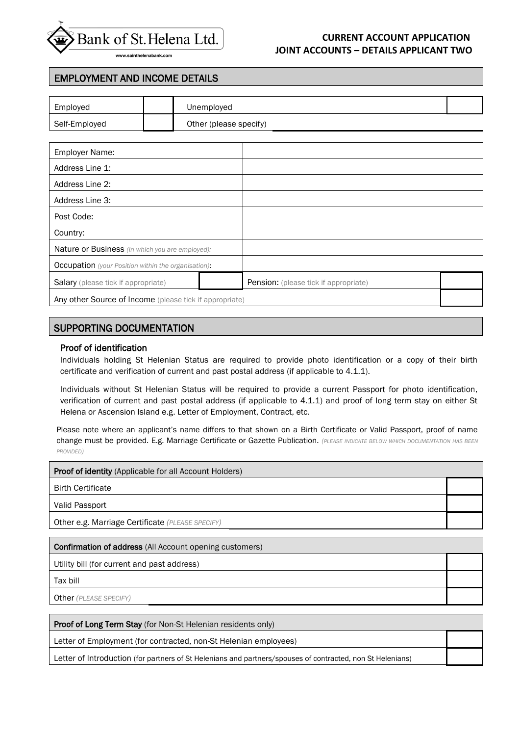Bank of St. Helena Ltd.

www.sainthelenabank.com

**CURRENT ACCOUNT APPLICATION**
**JOINT ACCOUNTS – DETAILS APPLICANT TWO**

## EMPLOYMENT AND INCOME DETAILS

| | | | |
|---|---|---|---|
| Employed | | Unemployed | |
| Self-Employed | | Other (please specify) | |

| | | | |
|---|---|---|---|
| Employer Name: | | | |
| Address Line 1: | | | |
| Address Line 2: | | | |
| Address Line 3: | | | |
| Post Code: | | | |
| Country: | | | |
| **Nature or Business** *(in which you are employed):* | | | |
| **Occupation** *(your Position within the organisation):* | | | |
| **Salary** (please tick if appropriate) | | **Pension:** (please tick if appropriate) | |
| **Any other Source of Income** (please tick if appropriate) | | | |

## SUPPORTING DOCUMENTATION

### Proof of identification

Individuals holding St Helenian Status are required to provide photo identification or a copy of their birth certificate and verification of current and past postal address (if applicable to 4.1.1).

Individuals without St Helenian Status will be required to provide a current Passport for photo identification, verification of current and past postal address (if applicable to 4.1.1) and proof of long term stay on either St Helena or Ascension Island e.g. Letter of Employment, Contract, etc.

Please note where an applicant's name differs to that shown on a Birth Certificate or Valid Passport, proof of name change must be provided. E.g. Marriage Certificate or Gazette Publication. *(PLEASE INDICATE BELOW WHICH DOCUMENTATION HAS BEEN PROVIDED)*

| **Proof of identity** (Applicable for all Account Holders) | |
|---|---|
| Birth Certificate | |
| Valid Passport | |
| Other e.g. Marriage Certificate *(PLEASE SPECIFY)* | |

| **Confirmation of address** (All Account opening customers) | |
|---|---|
| Utility bill (for current and past address) | |
| Tax bill | |
| Other *(PLEASE SPECIFY)* | |

| **Proof of Long Term Stay** (for Non-St Helenian residents only) | |
|---|---|
| Letter of Employment (for contracted, non-St Helenian employees) | |
| Letter of Introduction (for partners of St Helenians and partners/spouses of contracted, non St Helenians) | |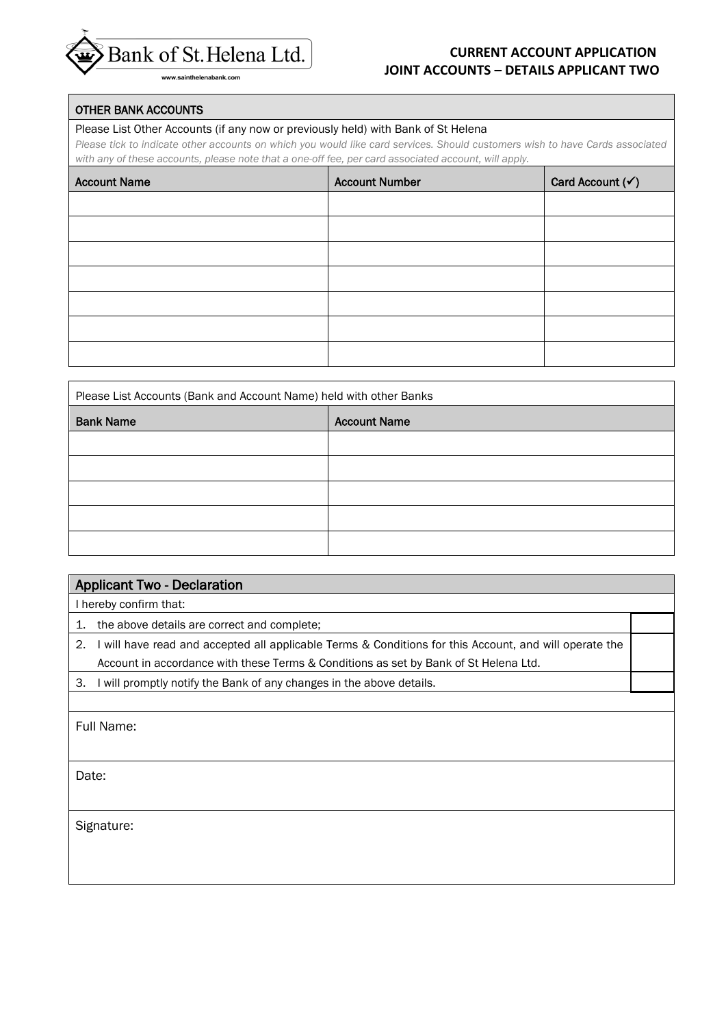Bank of St. Helena Ltd.

www.sainthelenabank.com

# CURRENT ACCOUNT APPLICATION
# JOINT ACCOUNTS – DETAILS APPLICANT TWO

## OTHER BANK ACCOUNTS

Please List Other Accounts (if any now or previously held) with Bank of St Helena

*Please tick to indicate other accounts on which you would like card services. Should customers wish to have Cards associated with any of these accounts, please note that a one-off fee, per card associated account, will apply.*

| Account Name | Account Number | Card Account (✓) |
|---|---|---|
| | | |
| | | |
| | | |
| | | |
| | | |
| | | |
| | | |

Please List Accounts (Bank and Account Name) held with other Banks

| Bank Name | Account Name |
|---|---|
| | |
| | |
| | |
| | |
| | |

## Applicant Two - Declaration

I hereby confirm that:

| | |
|---|---|
| 1. the above details are correct and complete; | |
| 2. I will have read and accepted all applicable Terms & Conditions for this Account, and will operate the Account in accordance with these Terms & Conditions as set by Bank of St Helena Ltd. | |
| 3. I will promptly notify the Bank of any changes in the above details. | |

Full Name:

Date:

Signature: